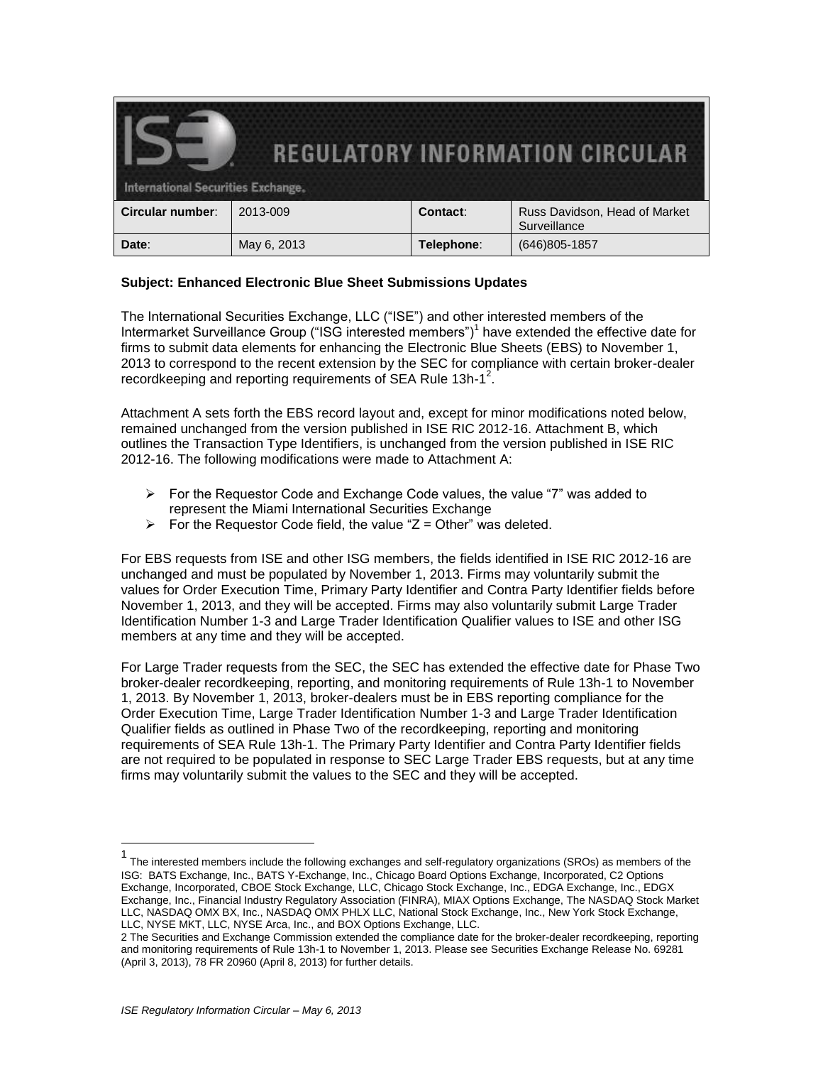# REGULATORY INFORMATION CIRCULAR

International Securities Exchange.

| Circular number: | 2013-009 | Contact: | Russ Davidson, Head of Market Surveillance |
|---|---|---|---|
| Date: | May 6, 2013 | Telephone: | (646)805-1857 |

**Subject: Enhanced Electronic Blue Sheet Submissions Updates**

The International Securities Exchange, LLC ("ISE") and other interested members of the Intermarket Surveillance Group ("ISG interested members")[1] have extended the effective date for firms to submit data elements for enhancing the Electronic Blue Sheets (EBS) to November 1, 2013 to correspond to the recent extension by the SEC for compliance with certain broker-dealer recordkeeping and reporting requirements of SEA Rule 13h-1[2].

Attachment A sets forth the EBS record layout and, except for minor modifications noted below, remained unchanged from the version published in ISE RIC 2012-16. Attachment B, which outlines the Transaction Type Identifiers, is unchanged from the version published in ISE RIC 2012-16. The following modifications were made to Attachment A:

- For the Requestor Code and Exchange Code values, the value "7" was added to represent the Miami International Securities Exchange
- For the Requestor Code field, the value "Z = Other" was deleted.

For EBS requests from ISE and other ISG members, the fields identified in ISE RIC 2012-16 are unchanged and must be populated by November 1, 2013. Firms may voluntarily submit the values for Order Execution Time, Primary Party Identifier and Contra Party Identifier fields before November 1, 2013, and they will be accepted. Firms may also voluntarily submit Large Trader Identification Number 1-3 and Large Trader Identification Qualifier values to ISE and other ISG members at any time and they will be accepted.

For Large Trader requests from the SEC, the SEC has extended the effective date for Phase Two broker-dealer recordkeeping, reporting, and monitoring requirements of Rule 13h-1 to November 1, 2013. By November 1, 2013, broker-dealers must be in EBS reporting compliance for the Order Execution Time, Large Trader Identification Number 1-3 and Large Trader Identification Qualifier fields as outlined in Phase Two of the recordkeeping, reporting and monitoring requirements of SEA Rule 13h-1. The Primary Party Identifier and Contra Party Identifier fields are not required to be populated in response to SEC Large Trader EBS requests, but at any time firms may voluntarily submit the values to the SEC and they will be accepted.

---

[1] The interested members include the following exchanges and self-regulatory organizations (SROs) as members of the ISG: BATS Exchange, Inc., BATS Y-Exchange, Inc., Chicago Board Options Exchange, Incorporated, C2 Options Exchange, Incorporated, CBOE Stock Exchange, LLC, Chicago Stock Exchange, Inc., EDGA Exchange, Inc., EDGX Exchange, Inc., Financial Industry Regulatory Association (FINRA), MIAX Options Exchange, The NASDAQ Stock Market LLC, NASDAQ OMX BX, Inc., NASDAQ OMX PHLX LLC, National Stock Exchange, Inc., New York Stock Exchange, LLC, NYSE MKT, LLC, NYSE Arca, Inc., and BOX Options Exchange, LLC.

[2] The Securities and Exchange Commission extended the compliance date for the broker-dealer recordkeeping, reporting and monitoring requirements of Rule 13h-1 to November 1, 2013. Please see Securities Exchange Release No. 69281 (April 3, 2013), 78 FR 20960 (April 8, 2013) for further details.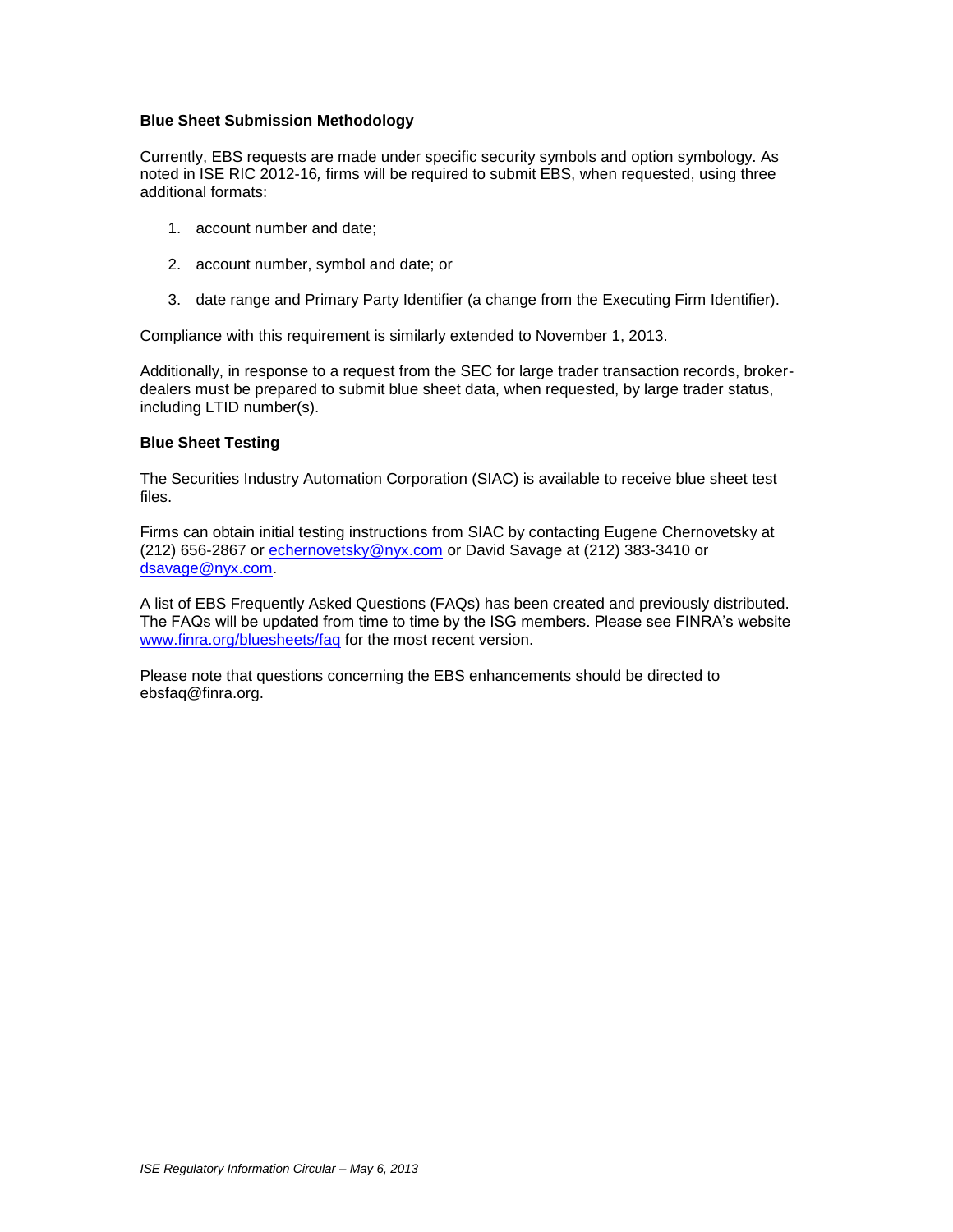**Blue Sheet Submission Methodology**

Currently, EBS requests are made under specific security symbols and option symbology. As noted in ISE RIC 2012-16*,* firms will be required to submit EBS, when requested, using three additional formats:

1. account number and date;
2. account number, symbol and date; or
3. date range and Primary Party Identifier (a change from the Executing Firm Identifier).

Compliance with this requirement is similarly extended to November 1, 2013.

Additionally, in response to a request from the SEC for large trader transaction records, broker-dealers must be prepared to submit blue sheet data, when requested, by large trader status, including LTID number(s).

**Blue Sheet Testing**

The Securities Industry Automation Corporation (SIAC) is available to receive blue sheet test files.

Firms can obtain initial testing instructions from SIAC by contacting Eugene Chernovetsky at (212) 656-2867 or echernovetsky@nyx.com or David Savage at (212) 383-3410 or dsavage@nyx.com.

A list of EBS Frequently Asked Questions (FAQs) has been created and previously distributed. The FAQs will be updated from time to time by the ISG members. Please see FINRA's website www.finra.org/bluesheets/faq for the most recent version.

Please note that questions concerning the EBS enhancements should be directed to ebsfaq@finra.org.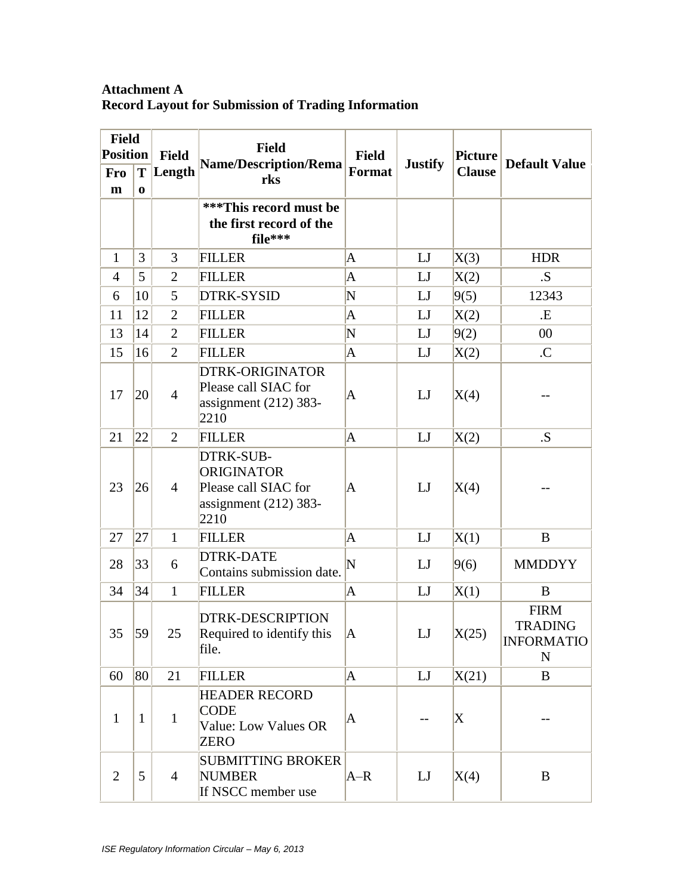**Attachment A**
**Record Layout for Submission of Trading Information**

| Field Position | | Field Length | Field Name/Description/Remarks | Field Format | Justify | Picture Clause | Default Value |
|---|---|---|---|---|---|---|---|
| From | To | | | | | | |
| | | | **\*\*\*This record must be the first record of the file\*\*\*** | | | | |
| 1 | 3 | 3 | FILLER | A | LJ | X(3) | HDR |
| 4 | 5 | 2 | FILLER | A | LJ | X(2) | .S |
| 6 | 10 | 5 | DTRK-SYSID | N | LJ | 9(5) | 12343 |
| 11 | 12 | 2 | FILLER | A | LJ | X(2) | .E |
| 13 | 14 | 2 | FILLER | N | LJ | 9(2) | 00 |
| 15 | 16 | 2 | FILLER | A | LJ | X(2) | .C |
| 17 | 20 | 4 | DTRK-ORIGINATOR Please call SIAC for assignment (212) 383-2210 | A | LJ | X(4) | -- |
| 21 | 22 | 2 | FILLER | A | LJ | X(2) | .S |
| 23 | 26 | 4 | DTRK-SUB-ORIGINATOR Please call SIAC for assignment (212) 383-2210 | A | LJ | X(4) | -- |
| 27 | 27 | 1 | FILLER | A | LJ | X(1) | B |
| 28 | 33 | 6 | DTRK-DATE Contains submission date. | N | LJ | 9(6) | MMDDYY |
| 34 | 34 | 1 | FILLER | A | LJ | X(1) | B |
| 35 | 59 | 25 | DTRK-DESCRIPTION Required to identify this file. | A | LJ | X(25) | FIRM TRADING INFORMATION |
| 60 | 80 | 21 | FILLER | A | LJ | X(21) | B |
| 1 | 1 | 1 | HEADER RECORD CODE Value: Low Values OR ZERO | A | -- | X | -- |
| 2 | 5 | 4 | SUBMITTING BROKER NUMBER If NSCC member use | A–R | LJ | X(4) | B |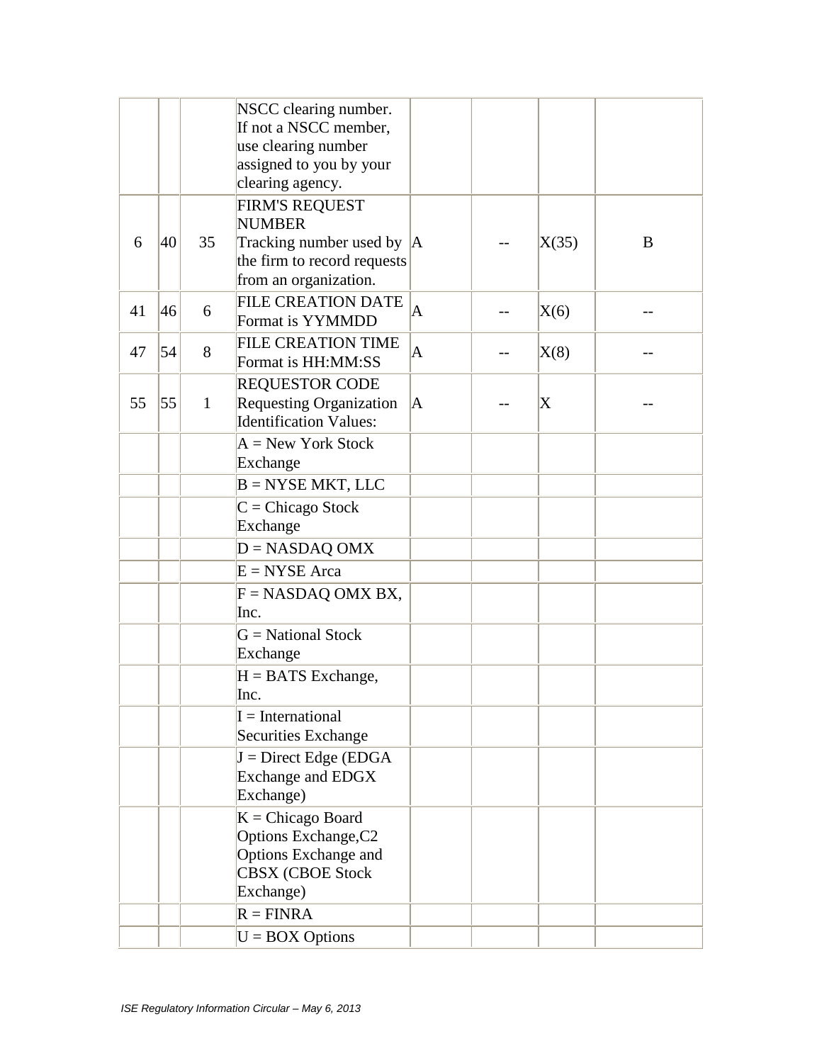| | | | | | | | |
|---|---|---|---|---|---|---|---|
| | | | NSCC clearing number. If not a NSCC member, use clearing number assigned to you by your clearing agency. | | | | |
| 6 | 40 | 35 | FIRM'S REQUEST NUMBER Tracking number used by the firm to record requests from an organization. | A | -- | X(35) | B |
| 41 | 46 | 6 | FILE CREATION DATE Format is YYMMDD | A | -- | X(6) | -- |
| 47 | 54 | 8 | FILE CREATION TIME Format is HH:MM:SS | A | -- | X(8) | -- |
| 55 | 55 | 1 | REQUESTOR CODE Requesting Organization Identification Values: | A | -- | X | -- |
| | | | A = New York Stock Exchange | | | | |
| | | | B = NYSE MKT, LLC | | | | |
| | | | C = Chicago Stock Exchange | | | | |
| | | | D = NASDAQ OMX | | | | |
| | | | E = NYSE Arca | | | | |
| | | | F = NASDAQ OMX BX, Inc. | | | | |
| | | | G = National Stock Exchange | | | | |
| | | | H = BATS Exchange, Inc. | | | | |
| | | | I = International Securities Exchange | | | | |
| | | | J = Direct Edge (EDGA Exchange and EDGX Exchange) | | | | |
| | | | K = Chicago Board Options Exchange,C2 Options Exchange and CBSX (CBOE Stock Exchange) | | | | |
| | | | R = FINRA | | | | |
| | | | U = BOX Options | | | | |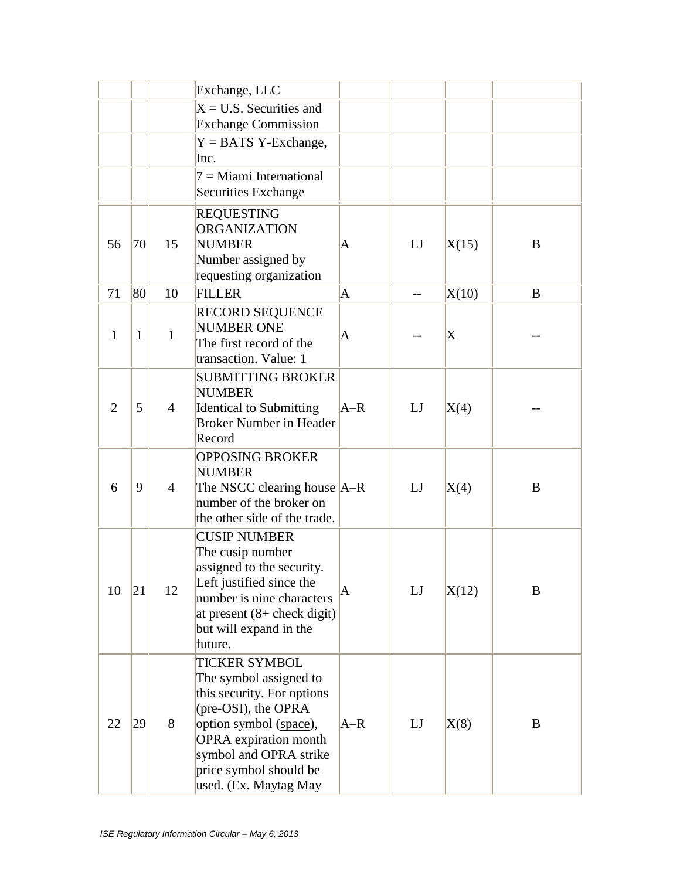| | | | | | | | |
|---|---|---|---|---|---|---|---|
| | | | Exchange, LLC | | | | |
| | | | X = U.S. Securities and Exchange Commission | | | | |
| | | | Y = BATS Y-Exchange, Inc. | | | | |
| | | | 7 = Miami International Securities Exchange | | | | |
| 56 | 70 | 15 | REQUESTING ORGANIZATION NUMBER Number assigned by requesting organization | A | LJ | X(15) | B |
| 71 | 80 | 10 | FILLER | A | -- | X(10) | B |
| 1 | 1 | 1 | RECORD SEQUENCE NUMBER ONE The first record of the transaction. Value: 1 | A | -- | X | -- |
| 2 | 5 | 4 | SUBMITTING BROKER NUMBER Identical to Submitting Broker Number in Header Record | A–R | LJ | X(4) | -- |
| 6 | 9 | 4 | OPPOSING BROKER NUMBER The NSCC clearing house number of the broker on the other side of the trade. | A–R | LJ | X(4) | B |
| 10 | 21 | 12 | CUSIP NUMBER The cusip number assigned to the security. Left justified since the number is nine characters at present (8+ check digit) but will expand in the future. | A | LJ | X(12) | B |
| 22 | 29 | 8 | TICKER SYMBOL The symbol assigned to this security. For options (pre-OSI), the OPRA option symbol (space), OPRA expiration month symbol and OPRA strike price symbol should be used. (Ex. Maytag May | A–R | LJ | X(8) | B |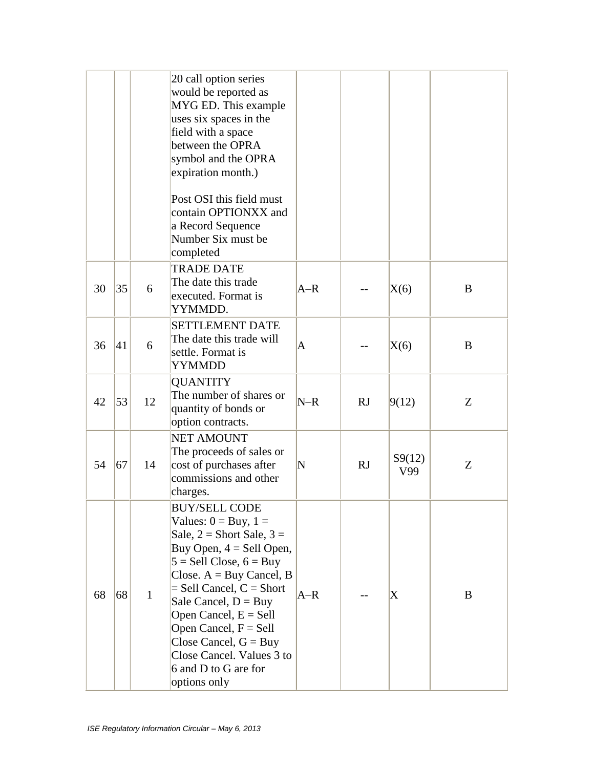| | | | | | | | |
|---|---|---|---|---|---|---|---|
| | | | 20 call option series would be reported as MYG ED. This example uses six spaces in the field with a space between the OPRA symbol and the OPRA expiration month.)<br><br>Post OSI this field must contain OPTIONXX and a Record Sequence Number Six must be completed | | | | |
| 30 | 35 | 6 | TRADE DATE<br>The date this trade executed. Format is YYMMDD. | A–R | -- | X(6) | B |
| 36 | 41 | 6 | SETTLEMENT DATE<br>The date this trade will settle. Format is YYMMDD | A | -- | X(6) | B |
| 42 | 53 | 12 | QUANTITY<br>The number of shares or quantity of bonds or option contracts. | N–R | RJ | 9(12) | Z |
| 54 | 67 | 14 | NET AMOUNT<br>The proceeds of sales or cost of purchases after commissions and other charges. | N | RJ | S9(12) V99 | Z |
| 68 | 68 | 1 | BUY/SELL CODE<br>Values: 0 = Buy, 1 = Sale, 2 = Short Sale, 3 = Buy Open, 4 = Sell Open, 5 = Sell Close, 6 = Buy Close. A = Buy Cancel, B = Sell Cancel, C = Short Sale Cancel, D = Buy Open Cancel, E = Sell Open Cancel, F = Sell Close Cancel, G = Buy Close Cancel. Values 3 to 6 and D to G are for options only | A–R | -- | X | B |

*ISE Regulatory Information Circular – May 6, 2013*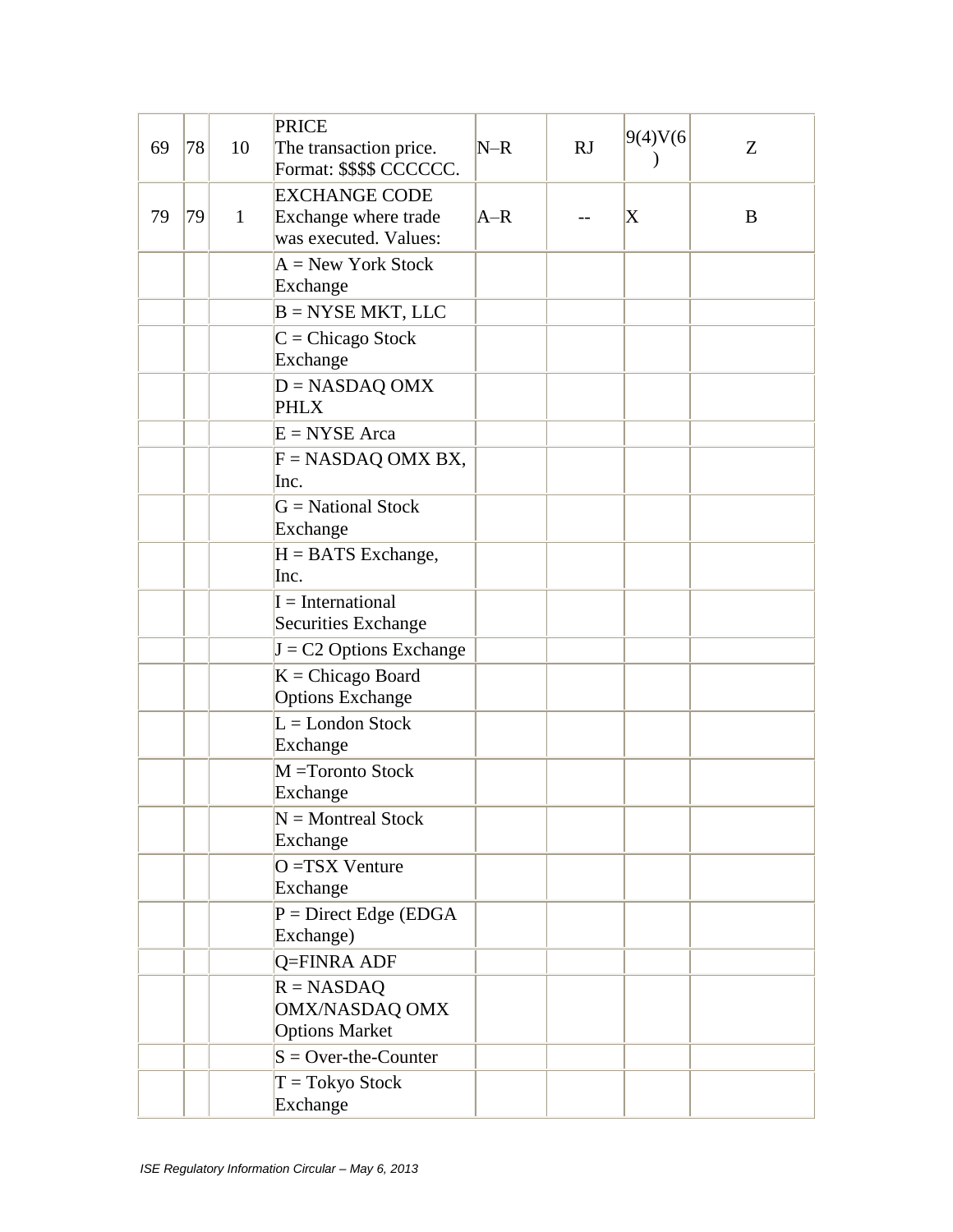| | | | | | | | |
|---|---|---|---|---|---|---|---|
| 69 | 78 | 10 | PRICE<br>The transaction price. Format: $$$$ CCCCCC. | N–R | RJ | 9(4)V(6) | Z |
| 79 | 79 | 1 | EXCHANGE CODE<br>Exchange where trade was executed. Values: | A–R | -- | X | B |
| | | | A = New York Stock Exchange | | | | |
| | | | B = NYSE MKT, LLC | | | | |
| | | | C = Chicago Stock Exchange | | | | |
| | | | D = NASDAQ OMX PHLX | | | | |
| | | | E = NYSE Arca | | | | |
| | | | F = NASDAQ OMX BX, Inc. | | | | |
| | | | G = National Stock Exchange | | | | |
| | | | H = BATS Exchange, Inc. | | | | |
| | | | I = International Securities Exchange | | | | |
| | | | J = C2 Options Exchange | | | | |
| | | | K = Chicago Board Options Exchange | | | | |
| | | | L = London Stock Exchange | | | | |
| | | | M =Toronto Stock Exchange | | | | |
| | | | N = Montreal Stock Exchange | | | | |
| | | | O =TSX Venture Exchange | | | | |
| | | | P = Direct Edge (EDGA Exchange) | | | | |
| | | | Q=FINRA ADF | | | | |
| | | | R = NASDAQ OMX/NASDAQ OMX Options Market | | | | |
| | | | S = Over-the-Counter | | | | |
| | | | T = Tokyo Stock Exchange | | | | |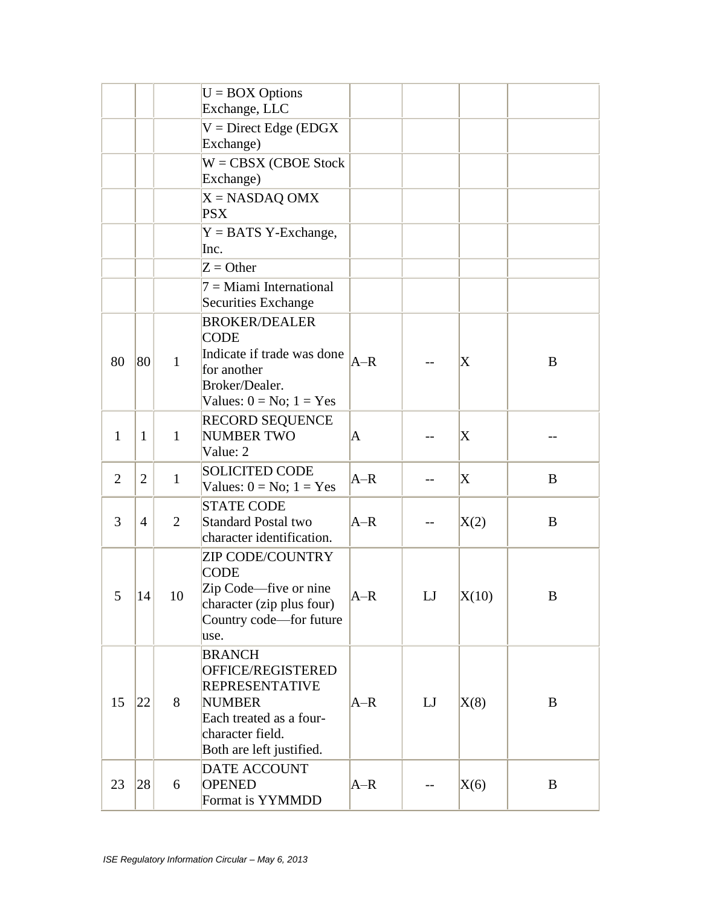| | | | | | | | |
|---|---|---|---|---|---|---|---|
| | | | U = BOX Options Exchange, LLC | | | | |
| | | | V = Direct Edge (EDGX Exchange) | | | | |
| | | | W = CBSX (CBOE Stock Exchange) | | | | |
| | | | X = NASDAQ OMX PSX | | | | |
| | | | Y = BATS Y-Exchange, Inc. | | | | |
| | | | Z = Other | | | | |
| | | | 7 = Miami International Securities Exchange | | | | |
| 80 | 80 | 1 | BROKER/DEALER CODE<br>Indicate if trade was done for another Broker/Dealer.<br>Values: 0 = No; 1 = Yes | A–R | -- | X | B |
| 1 | 1 | 1 | RECORD SEQUENCE NUMBER TWO<br>Value: 2 | A | -- | X | -- |
| 2 | 2 | 1 | SOLICITED CODE<br>Values: 0 = No; 1 = Yes | A–R | -- | X | B |
| 3 | 4 | 2 | STATE CODE<br>Standard Postal two character identification. | A–R | -- | X(2) | B |
| 5 | 14 | 10 | ZIP CODE/COUNTRY CODE<br>Zip Code—five or nine character (zip plus four)<br>Country code—for future use. | A–R | LJ | X(10) | B |
| 15 | 22 | 8 | BRANCH OFFICE/REGISTERED REPRESENTATIVE NUMBER<br>Each treated as a four-character field.<br>Both are left justified. | A–R | LJ | X(8) | B |
| 23 | 28 | 6 | DATE ACCOUNT OPENED<br>Format is YYMMDD | A–R | -- | X(6) | B |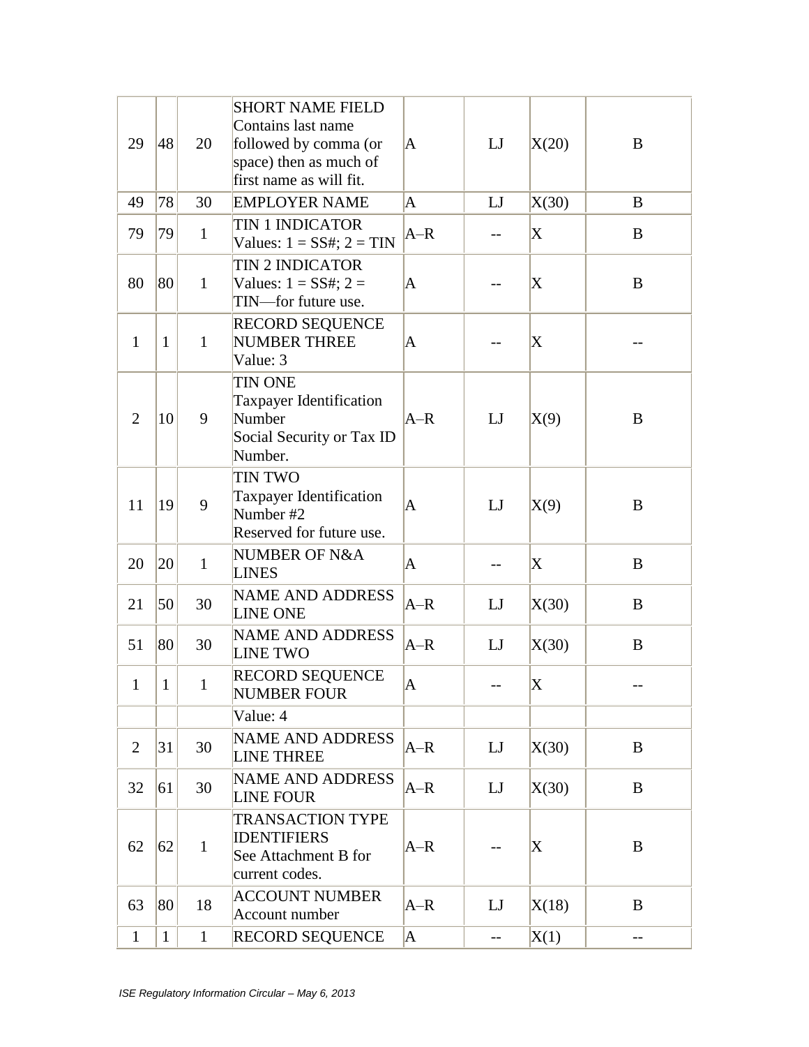| | | | | | | | |
|---|---|---|---|---|---|---|---|
| 29 | 48 | 20 | SHORT NAME FIELD Contains last name followed by comma (or space) then as much of first name as will fit. | A | LJ | X(20) | B |
| 49 | 78 | 30 | EMPLOYER NAME | A | LJ | X(30) | B |
| 79 | 79 | 1 | TIN 1 INDICATOR Values: 1 = SS#; 2 = TIN | A–R | -- | X | B |
| 80 | 80 | 1 | TIN 2 INDICATOR Values: 1 = SS#; 2 = TIN—for future use. | A | -- | X | B |
| 1 | 1 | 1 | RECORD SEQUENCE NUMBER THREE Value: 3 | A | -- | X | -- |
| 2 | 10 | 9 | TIN ONE Taxpayer Identification Number Social Security or Tax ID Number. | A–R | LJ | X(9) | B |
| 11 | 19 | 9 | TIN TWO Taxpayer Identification Number #2 Reserved for future use. | A | LJ | X(9) | B |
| 20 | 20 | 1 | NUMBER OF N&A LINES | A | -- | X | B |
| 21 | 50 | 30 | NAME AND ADDRESS LINE ONE | A–R | LJ | X(30) | B |
| 51 | 80 | 30 | NAME AND ADDRESS LINE TWO | A–R | LJ | X(30) | B |
| 1 | 1 | 1 | RECORD SEQUENCE NUMBER FOUR | A | -- | X | -- |
| | | | Value: 4 | | | | |
| 2 | 31 | 30 | NAME AND ADDRESS LINE THREE | A–R | LJ | X(30) | B |
| 32 | 61 | 30 | NAME AND ADDRESS LINE FOUR | A–R | LJ | X(30) | B |
| 62 | 62 | 1 | TRANSACTION TYPE IDENTIFIERS See Attachment B for current codes. | A–R | -- | X | B |
| 63 | 80 | 18 | ACCOUNT NUMBER Account number | A–R | LJ | X(18) | B |
| 1 | 1 | 1 | RECORD SEQUENCE | A | -- | X(1) | -- |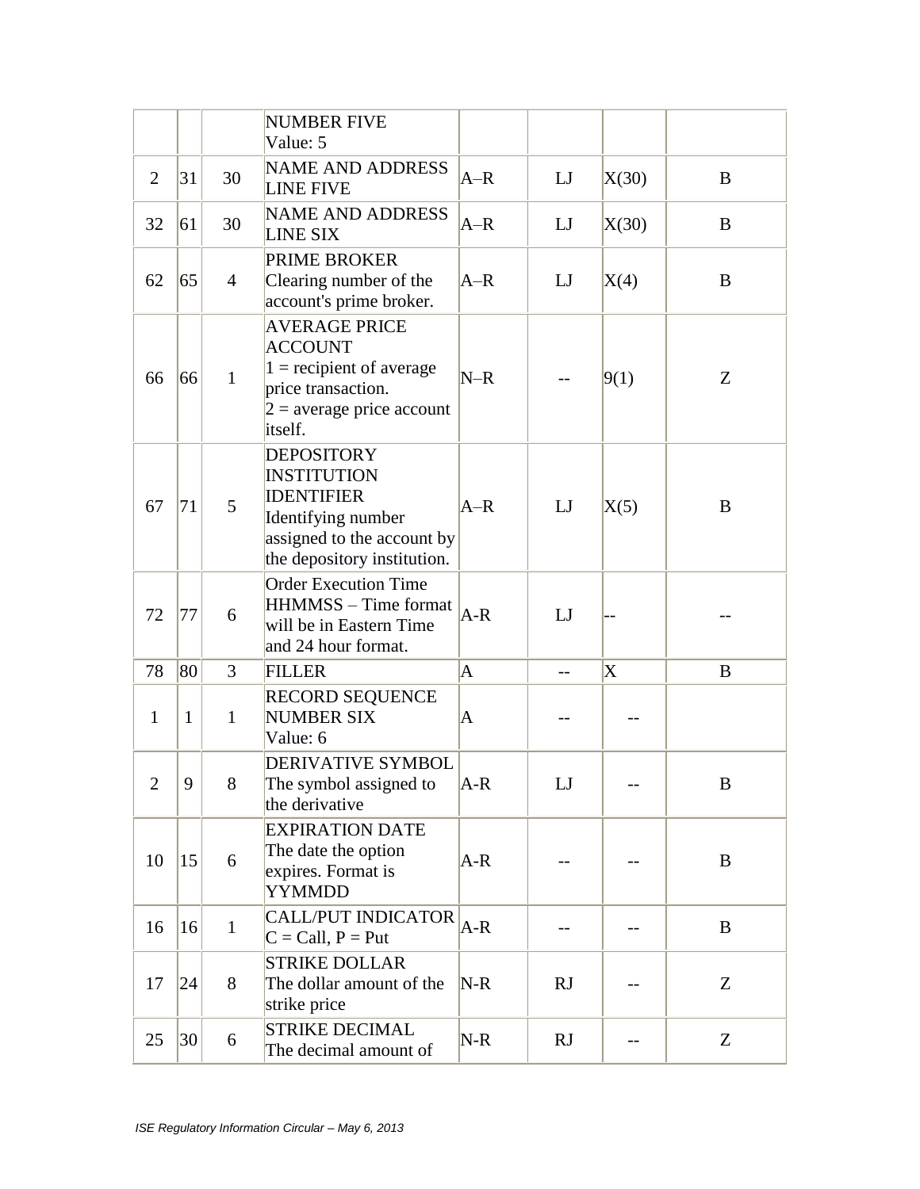|  |  |  | NUMBER FIVE<br>Value: 5 |  |  |  |  |
|---|---|---|---|---|---|---|---|
| 2 | 31 | 30 | NAME AND ADDRESS LINE FIVE | A–R | LJ | X(30) | B |
| 32 | 61 | 30 | NAME AND ADDRESS LINE SIX | A–R | LJ | X(30) | B |
| 62 | 65 | 4 | PRIME BROKER<br>Clearing number of the account's prime broker. | A–R | LJ | X(4) | B |
| 66 | 66 | 1 | AVERAGE PRICE ACCOUNT<br>1 = recipient of average price transaction.<br>2 = average price account itself. | N–R | -- | 9(1) | Z |
| 67 | 71 | 5 | DEPOSITORY INSTITUTION IDENTIFIER<br>Identifying number assigned to the account by the depository institution. | A–R | LJ | X(5) | B |
| 72 | 77 | 6 | Order Execution Time<br>HHMMSS – Time format will be in Eastern Time and 24 hour format. | A-R | LJ | -- | -- |
| 78 | 80 | 3 | FILLER | A | -- | X | B |
| 1 | 1 | 1 | RECORD SEQUENCE NUMBER SIX<br>Value: 6 | A | -- | -- |  |
| 2 | 9 | 8 | DERIVATIVE SYMBOL<br>The symbol assigned to the derivative | A-R | LJ | -- | B |
| 10 | 15 | 6 | EXPIRATION DATE<br>The date the option expires. Format is YYMMDD | A-R | -- | -- | B |
| 16 | 16 | 1 | CALL/PUT INDICATOR<br>C = Call, P = Put | A-R | -- | -- | B |
| 17 | 24 | 8 | STRIKE DOLLAR<br>The dollar amount of the strike price | N-R | RJ | -- | Z |
| 25 | 30 | 6 | STRIKE DECIMAL<br>The decimal amount of | N-R | RJ | -- | Z |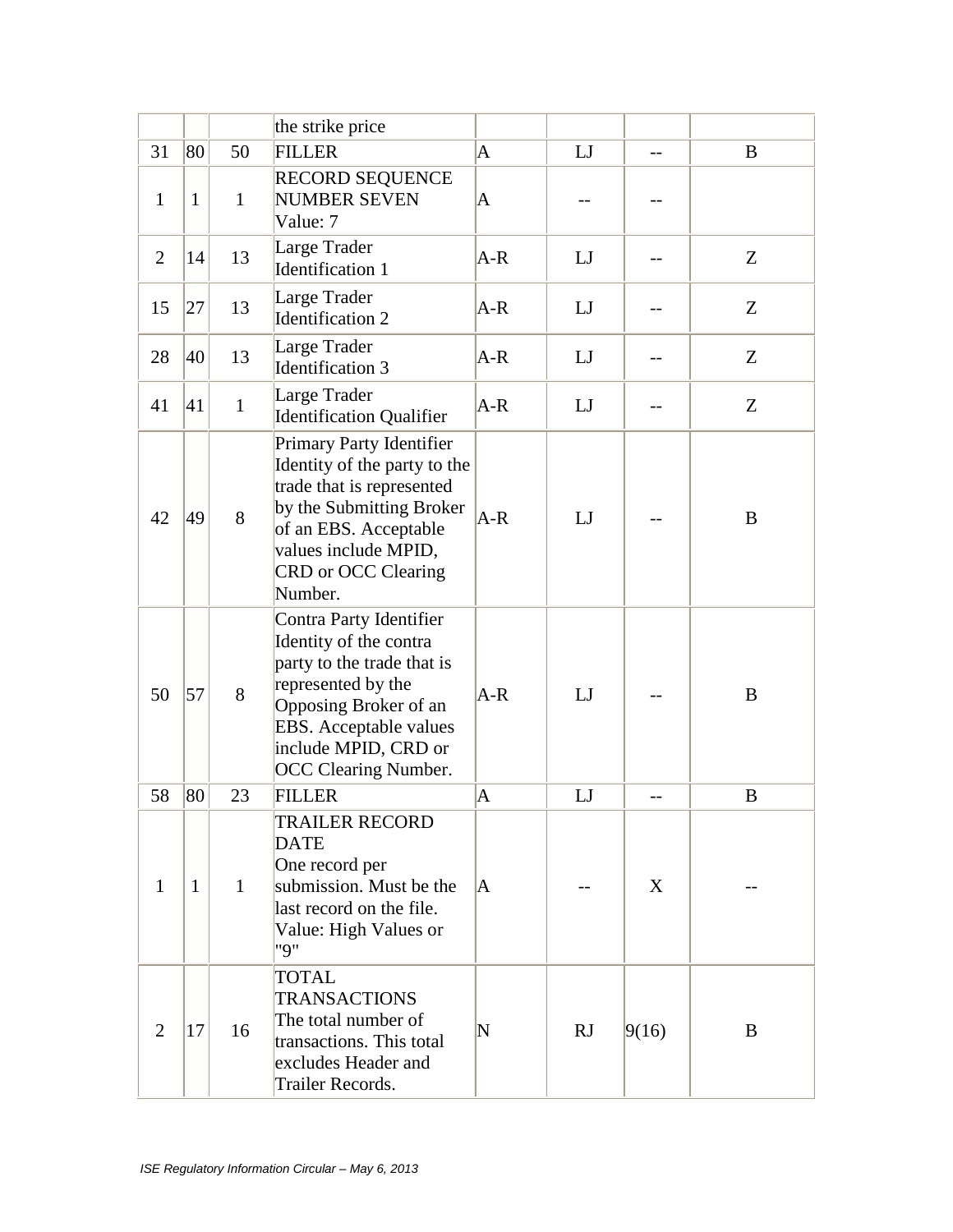| | | | the strike price | | | | |
|---|---|---|---|---|---|---|---|
| 31 | 80 | 50 | FILLER | A | LJ | -- | B |
| 1 | 1 | 1 | RECORD SEQUENCE NUMBER SEVEN Value: 7 | A | -- | -- | |
| 2 | 14 | 13 | Large Trader Identification 1 | A-R | LJ | -- | Z |
| 15 | 27 | 13 | Large Trader Identification 2 | A-R | LJ | -- | Z |
| 28 | 40 | 13 | Large Trader Identification 3 | A-R | LJ | -- | Z |
| 41 | 41 | 1 | Large Trader Identification Qualifier | A-R | LJ | -- | Z |
| 42 | 49 | 8 | Primary Party Identifier Identity of the party to the trade that is represented by the Submitting Broker of an EBS. Acceptable values include MPID, CRD or OCC Clearing Number. | A-R | LJ | -- | B |
| 50 | 57 | 8 | Contra Party Identifier Identity of the contra party to the trade that is represented by the Opposing Broker of an EBS. Acceptable values include MPID, CRD or OCC Clearing Number. | A-R | LJ | -- | B |
| 58 | 80 | 23 | FILLER | A | LJ | -- | B |
| 1 | 1 | 1 | TRAILER RECORD DATE One record per submission. Must be the last record on the file. Value: High Values or "9" | A | -- | X | -- |
| 2 | 17 | 16 | TOTAL TRANSACTIONS The total number of transactions. This total excludes Header and Trailer Records. | N | RJ | 9(16) | B |

*ISE Regulatory Information Circular – May 6, 2013*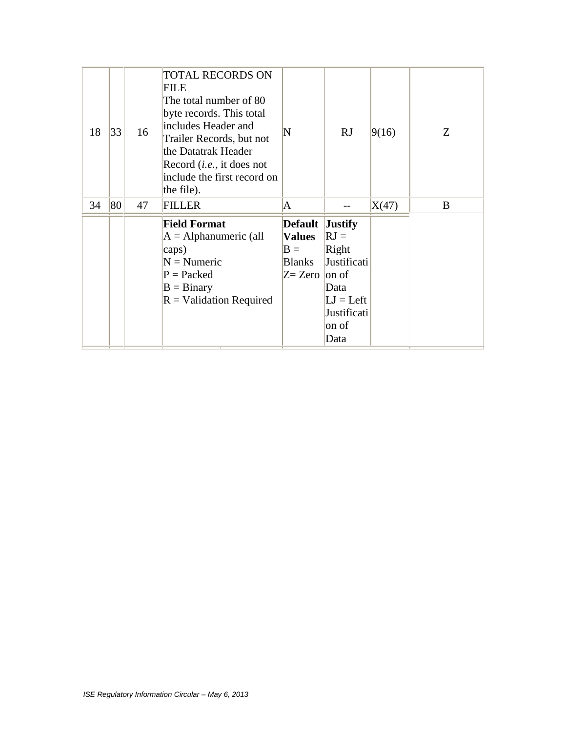| | | | | | | | |
|---|---|---|---|---|---|---|---|
| 18 | 33 | 16 | TOTAL RECORDS ON FILE<br>The total number of 80 byte records. This total includes Header and Trailer Records, but not the Datatrak Header Record (*i.e.*, it does not include the first record on the file). | N | RJ | 9(16) | Z |
| 34 | 80 | 47 | FILLER | A | -- | X(47) | B |
| | | | **Field Format**<br>A = Alphanumeric (all caps)<br>N = Numeric<br>P = Packed<br>B = Binary<br>R = Validation Required | **Default Values**<br>B = Blanks<br>Z= Zero | **Justify**<br>RJ = Right Justification of Data<br>LJ = Left Justification of Data | | |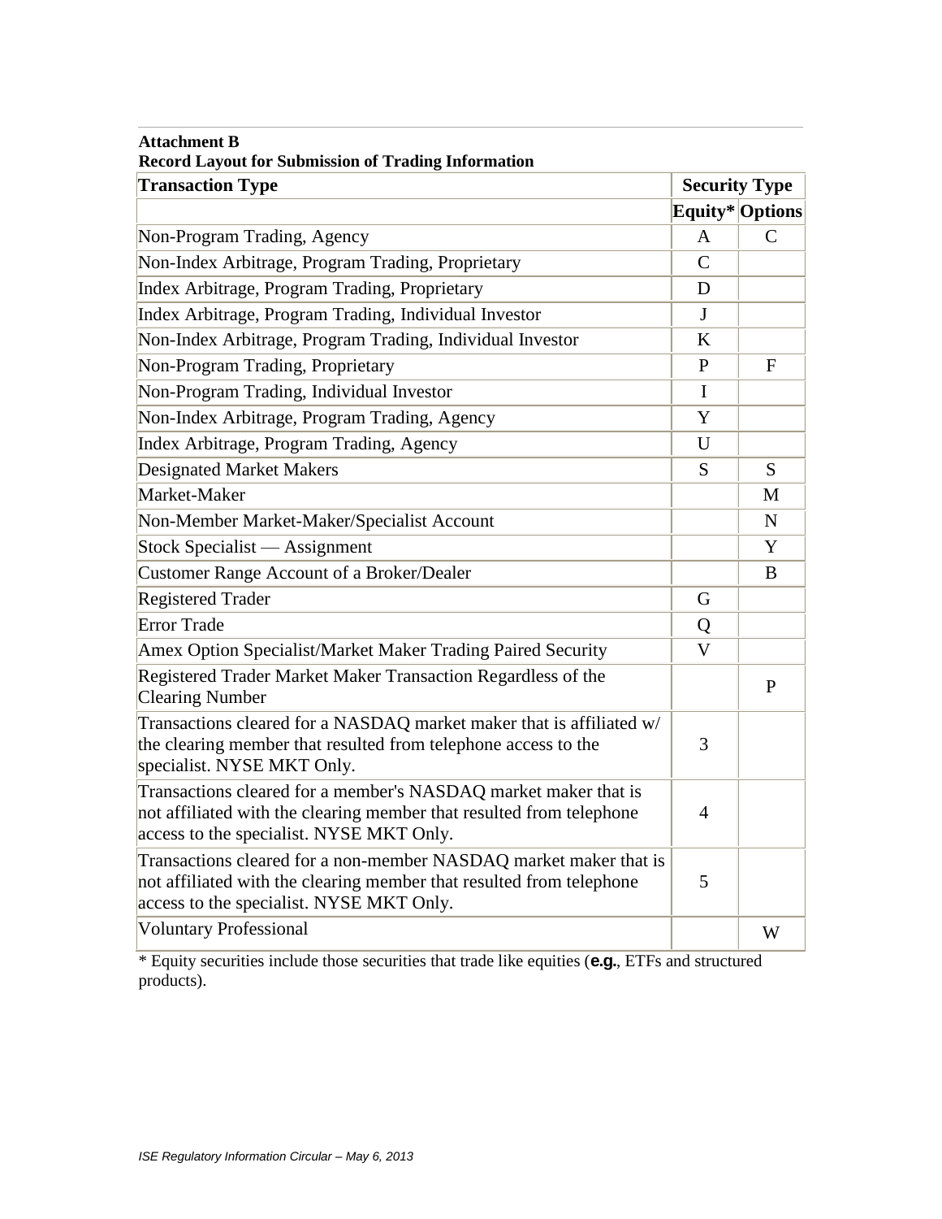**Attachment B**
**Record Layout for Submission of Trading Information**

| Transaction Type | Security Type | |
|---|---|---|
| | Equity* | Options |
| Non-Program Trading, Agency | A | C |
| Non-Index Arbitrage, Program Trading, Proprietary | C | |
| Index Arbitrage, Program Trading, Proprietary | D | |
| Index Arbitrage, Program Trading, Individual Investor | J | |
| Non-Index Arbitrage, Program Trading, Individual Investor | K | |
| Non-Program Trading, Proprietary | P | F |
| Non-Program Trading, Individual Investor | I | |
| Non-Index Arbitrage, Program Trading, Agency | Y | |
| Index Arbitrage, Program Trading, Agency | U | |
| Designated Market Makers | S | S |
| Market-Maker | | M |
| Non-Member Market-Maker/Specialist Account | | N |
| Stock Specialist — Assignment | | Y |
| Customer Range Account of a Broker/Dealer | | B |
| Registered Trader | G | |
| Error Trade | Q | |
| Amex Option Specialist/Market Maker Trading Paired Security | V | |
| Registered Trader Market Maker Transaction Regardless of the Clearing Number | | P |
| Transactions cleared for a NASDAQ market maker that is affiliated w/ the clearing member that resulted from telephone access to the specialist. NYSE MKT Only. | 3 | |
| Transactions cleared for a member's NASDAQ market maker that is not affiliated with the clearing member that resulted from telephone access to the specialist. NYSE MKT Only. | 4 | |
| Transactions cleared for a non-member NASDAQ market maker that is not affiliated with the clearing member that resulted from telephone access to the specialist. NYSE MKT Only. | 5 | |
| Voluntary Professional | | W |

* Equity securities include those securities that trade like equities (**e.g.**, ETFs and structured products).